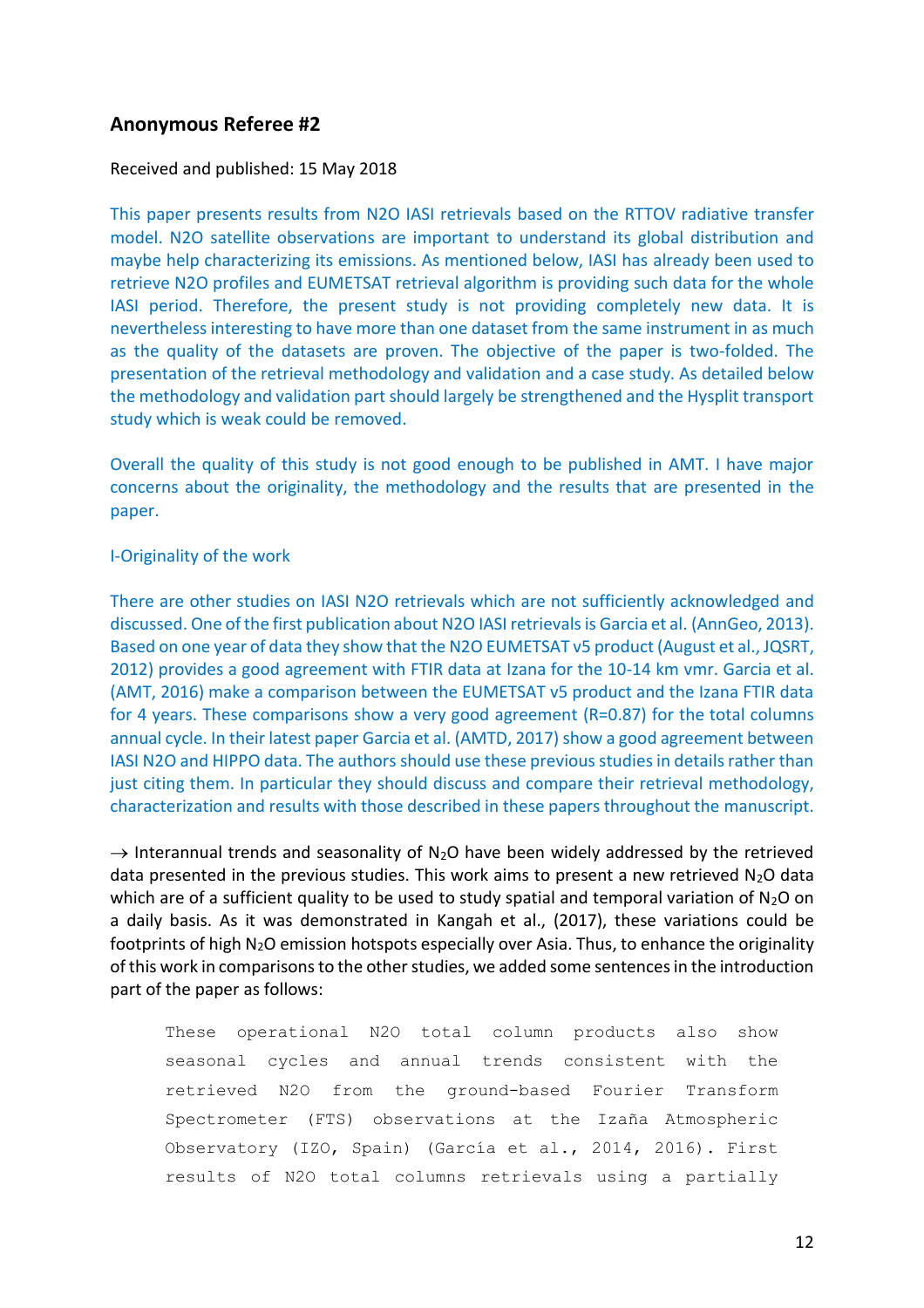## Anonymous Referee #2

Received and published: 15 May 2018

This paper presents results from N2O IASI retrievals based on the RTTOV radiative transfer model. N2O satellite observations are important to understand its global distribution and maybe help characterizing its emissions. As mentioned below, IASI has already been used to retrieve N2O profiles and EUMETSAT retrieval algorithm is providing such data for the whole IASI period. Therefore, the present study is not providing completely new data. It is nevertheless interesting to have more than one dataset from the same instrument in as much as the quality of the datasets are proven. The objective of the paper is two-folded. The presentation of the retrieval methodology and validation and a case study. As detailed below the methodology and validation part should largely be strengthened and the Hysplit transport study which is weak could be removed.

Overall the quality of this study is not good enough to be published in AMT. I have major concerns about the originality, the methodology and the results that are presented in the paper.

I-Originality of the work

There are other studies on IASI N2O retrievals which are not sufficiently acknowledged and discussed. One of the first publication about N2O IASI retrievals is Garcia et al. (AnnGeo, 2013). Based on one year of data they show that the N2O EUMETSAT v5 product (August et al., JQSRT, 2012) provides a good agreement with FTIR data at Izana for the 10-14 km vmr. Garcia et al. (AMT, 2016) make a comparison between the EUMETSAT v5 product and the Izana FTIR data for 4 years. These comparisons show a very good agreement (R=0.87) for the total columns annual cycle. In their latest paper Garcia et al. (AMTD, 2017) show a good agreement between IASI N2O and HIPPO data. The authors should use these previous studies in details rather than just citing them. In particular they should discuss and compare their retrieval methodology, characterization and results with those described in these papers throughout the manuscript.

→ Interannual trends and seasonality of $N_2O$ have been widely addressed by the retrieved data presented in the previous studies. This work aims to present a new retrieved $N_2O$ data which are of a sufficient quality to be used to study spatial and temporal variation of $N_2O$ on a daily basis. As it was demonstrated in Kangah et al., (2017), these variations could be footprints of high $N_2O$ emission hotspots especially over Asia. Thus, to enhance the originality of this work in comparisons to the other studies, we added some sentences in the introduction part of the paper as follows:

> These operational N2O total column products also show seasonal cycles and annual trends consistent with the retrieved N2O from the ground-based Fourier Transform Spectrometer (FTS) observations at the Izaña Atmospheric Observatory (IZO, Spain) (García et al., 2014, 2016). First results of N2O total columns retrievals using a partially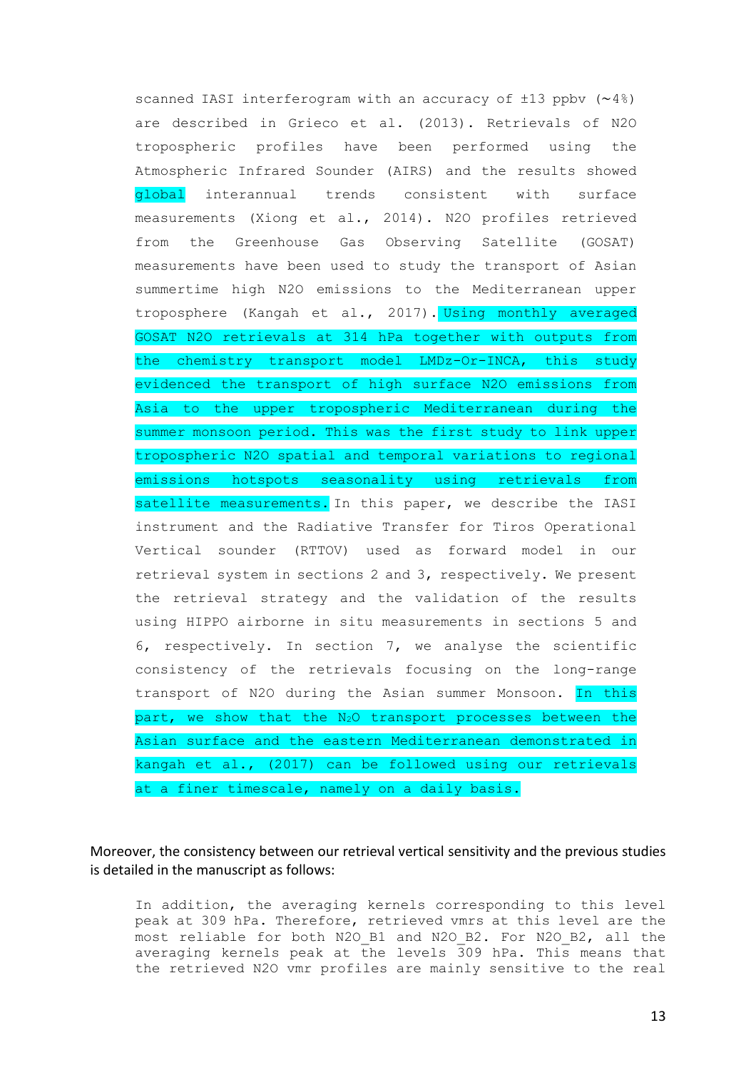scanned IASI interferogram with an accuracy of ±13 ppbv (~4%) are described in Grieco et al. (2013). Retrievals of N2O tropospheric profiles have been performed using the Atmospheric Infrared Sounder (AIRS) and the results showed global interannual trends consistent with surface measurements (Xiong et al., 2014). N2O profiles retrieved from the Greenhouse Gas Observing Satellite (GOSAT) measurements have been used to study the transport of Asian summertime high N2O emissions to the Mediterranean upper troposphere (Kangah et al., 2017). Using monthly averaged GOSAT N2O retrievals at 314 hPa together with outputs from the chemistry transport model LMDz-Or-INCA, this study evidenced the transport of high surface N2O emissions from Asia to the upper tropospheric Mediterranean during the summer monsoon period. This was the first study to link upper tropospheric N2O spatial and temporal variations to regional emissions hotspots seasonality using retrievals from satellite measurements. In this paper, we describe the IASI instrument and the Radiative Transfer for Tiros Operational Vertical sounder (RTTOV) used as forward model in our retrieval system in sections 2 and 3, respectively. We present the retrieval strategy and the validation of the results using HIPPO airborne in situ measurements in sections 5 and 6, respectively. In section 7, we analyse the scientific consistency of the retrievals focusing on the long-range transport of N2O during the Asian summer Monsoon. In this part, we show that the $N_2O$ transport processes between the Asian surface and the eastern Mediterranean demonstrated in kangah et al., (2017) can be followed using our retrievals at a finer timescale, namely on a daily basis.

Moreover, the consistency between our retrieval vertical sensitivity and the previous studies is detailed in the manuscript as follows:

In addition, the averaging kernels corresponding to this level peak at 309 hPa. Therefore, retrieved vmrs at this level are the most reliable for both N2O_B1 and N2O_B2. For N2O_B2, all the averaging kernels peak at the levels 309 hPa. This means that the retrieved N2O vmr profiles are mainly sensitive to the real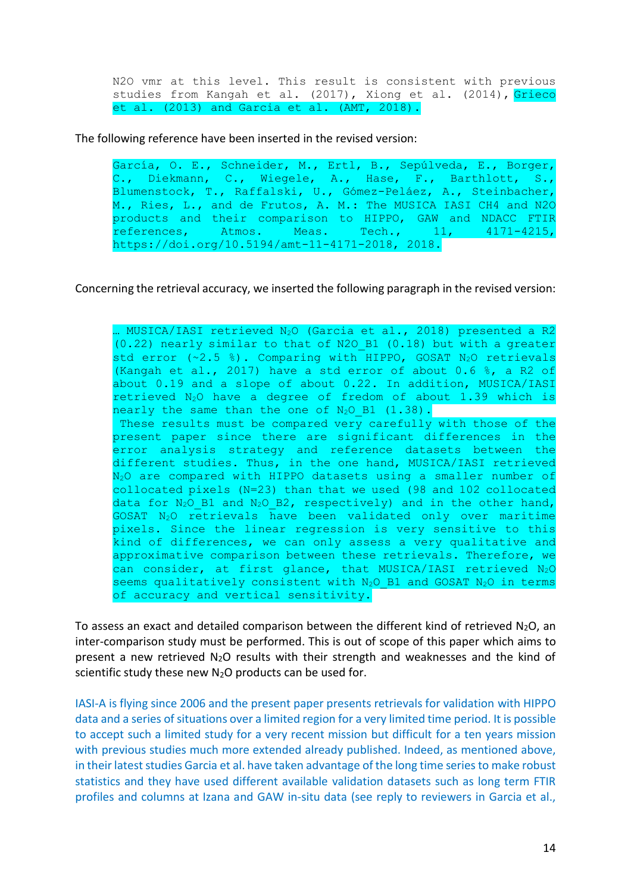> N2O vmr at this level. This result is consistent with previous studies from Kangah et al. (2017), Xiong et al. (2014), Grieco et al. (2013) and Garcia et al. (AMT, 2018).

The following reference have been inserted in the revised version:

> García, O. E., Schneider, M., Ertl, B., Sepúlveda, E., Borger, C., Diekmann, C., Wiegele, A., Hase, F., Barthlott, S., Blumenstock, T., Raffalski, U., Gómez-Peláez, A., Steinbacher, M., Ries, L., and de Frutos, A. M.: The MUSICA IASI CH4 and N2O products and their comparison to HIPPO, GAW and NDACC FTIR references, Atmos. Meas. Tech., 11, 4171-4215, https://doi.org/10.5194/amt-11-4171-2018, 2018.

Concerning the retrieval accuracy, we inserted the following paragraph in the revised version:

> … MUSICA/IASI retrieved $N_2O$ (Garcia et al., 2018) presented a R2 (0.22) nearly similar to that of N2O_B1 (0.18) but with a greater std error (~2.5 %). Comparing with HIPPO, GOSAT $N_2O$ retrievals (Kangah et al., 2017) have a std error of about 0.6 %, a R2 of about 0.19 and a slope of about 0.22. In addition, MUSICA/IASI retrieved $N_2O$ have a degree of fredom of about 1.39 which is nearly the same than the one of $N_2O$_B1 (1.38).
>
> These results must be compared very carefully with those of the present paper since there are significant differences in the error analysis strategy and reference datasets between the different studies. Thus, in the one hand, MUSICA/IASI retrieved $N_2O$ are compared with HIPPO datasets using a smaller number of collocated pixels (N=23) than that we used (98 and 102 collocated data for $N_2O$_B1 and $N_2O$_B2, respectively) and in the other hand, GOSAT $N_2O$ retrievals have been validated only over maritime pixels. Since the linear regression is very sensitive to this kind of differences, we can only assess a very qualitative and approximative comparison between these retrievals. Therefore, we can consider, at first glance, that MUSICA/IASI retrieved $N_2O$ seems qualitatively consistent with $N_2O$_B1 and GOSAT $N_2O$ in terms of accuracy and vertical sensitivity.

To assess an exact and detailed comparison between the different kind of retrieved $N_2O$, an inter-comparison study must be performed. This is out of scope of this paper which aims to present a new retrieved $N_2O$ results with their strength and weaknesses and the kind of scientific study these new $N_2O$ products can be used for.

IASI-A is flying since 2006 and the present paper presents retrievals for validation with HIPPO data and a series of situations over a limited region for a very limited time period. It is possible to accept such a limited study for a very recent mission but difficult for a ten years mission with previous studies much more extended already published. Indeed, as mentioned above, in their latest studies Garcia et al. have taken advantage of the long time series to make robust statistics and they have used different available validation datasets such as long term FTIR profiles and columns at Izana and GAW in-situ data (see reply to reviewers in Garcia et al.,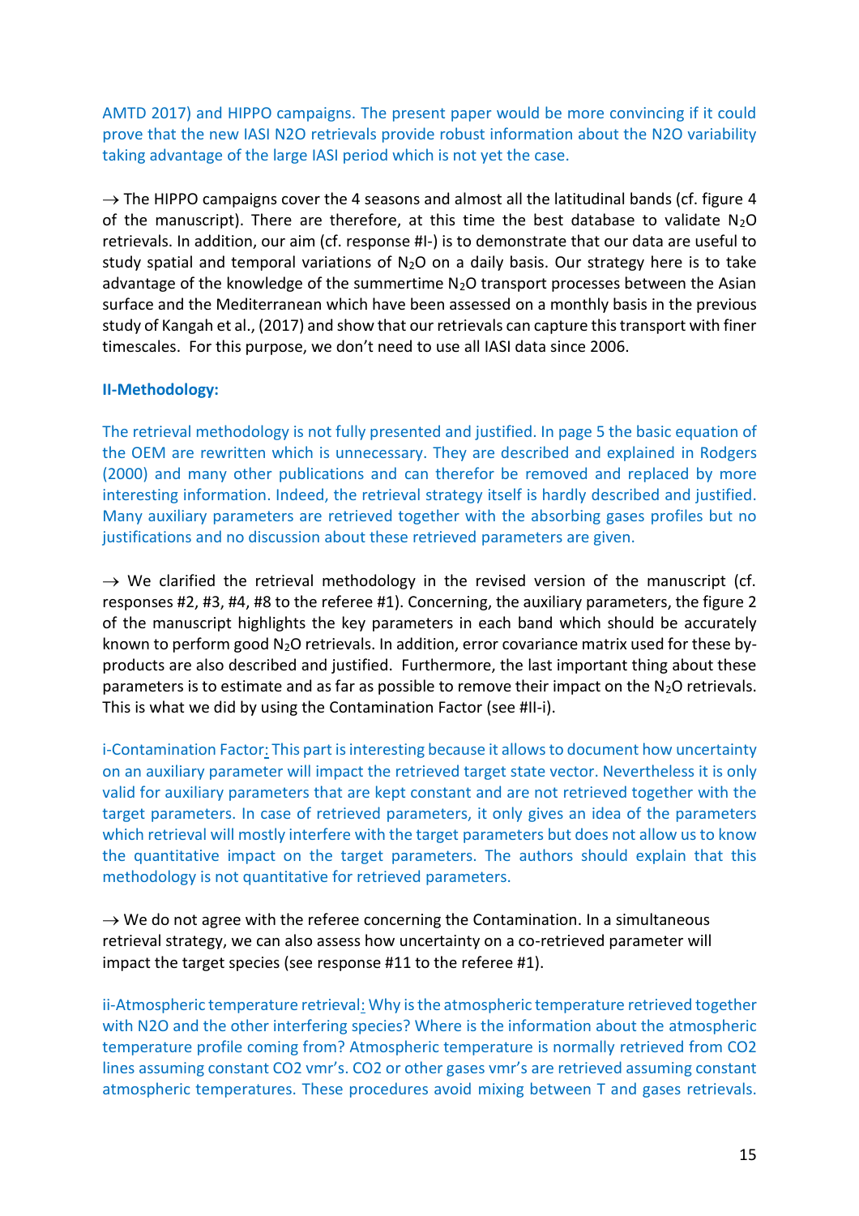AMTD 2017) and HIPPO campaigns. The present paper would be more convincing if it could prove that the new IASI N2O retrievals provide robust information about the N2O variability taking advantage of the large IASI period which is not yet the case.

→ The HIPPO campaigns cover the 4 seasons and almost all the latitudinal bands (cf. figure 4 of the manuscript). There are therefore, at this time the best database to validate $N_2O$ retrievals. In addition, our aim (cf. response #I-) is to demonstrate that our data are useful to study spatial and temporal variations of $N_2O$ on a daily basis. Our strategy here is to take advantage of the knowledge of the summertime $N_2O$ transport processes between the Asian surface and the Mediterranean which have been assessed on a monthly basis in the previous study of Kangah et al., (2017) and show that our retrievals can capture this transport with finer timescales. For this purpose, we don't need to use all IASI data since 2006.

**II-Methodology:**

The retrieval methodology is not fully presented and justified. In page 5 the basic equation of the OEM are rewritten which is unnecessary. They are described and explained in Rodgers (2000) and many other publications and can therefor be removed and replaced by more interesting information. Indeed, the retrieval strategy itself is hardly described and justified. Many auxiliary parameters are retrieved together with the absorbing gases profiles but no justifications and no discussion about these retrieved parameters are given.

→ We clarified the retrieval methodology in the revised version of the manuscript (cf. responses #2, #3, #4, #8 to the referee #1). Concerning, the auxiliary parameters, the figure 2 of the manuscript highlights the key parameters in each band which should be accurately known to perform good $N_2O$ retrievals. In addition, error covariance matrix used for these by-products are also described and justified. Furthermore, the last important thing about these parameters is to estimate and as far as possible to remove their impact on the $N_2O$ retrievals. This is what we did by using the Contamination Factor (see #II-i).

i-Contamination Factor: This part is interesting because it allows to document how uncertainty on an auxiliary parameter will impact the retrieved target state vector. Nevertheless it is only valid for auxiliary parameters that are kept constant and are not retrieved together with the target parameters. In case of retrieved parameters, it only gives an idea of the parameters which retrieval will mostly interfere with the target parameters but does not allow us to know the quantitative impact on the target parameters. The authors should explain that this methodology is not quantitative for retrieved parameters.

→ We do not agree with the referee concerning the Contamination. In a simultaneous retrieval strategy, we can also assess how uncertainty on a co-retrieved parameter will impact the target species (see response #11 to the referee #1).

ii-Atmospheric temperature retrieval: Why is the atmospheric temperature retrieved together with N2O and the other interfering species? Where is the information about the atmospheric temperature profile coming from? Atmospheric temperature is normally retrieved from CO2 lines assuming constant CO2 vmr's. CO2 or other gases vmr's are retrieved assuming constant atmospheric temperatures. These procedures avoid mixing between T and gases retrievals.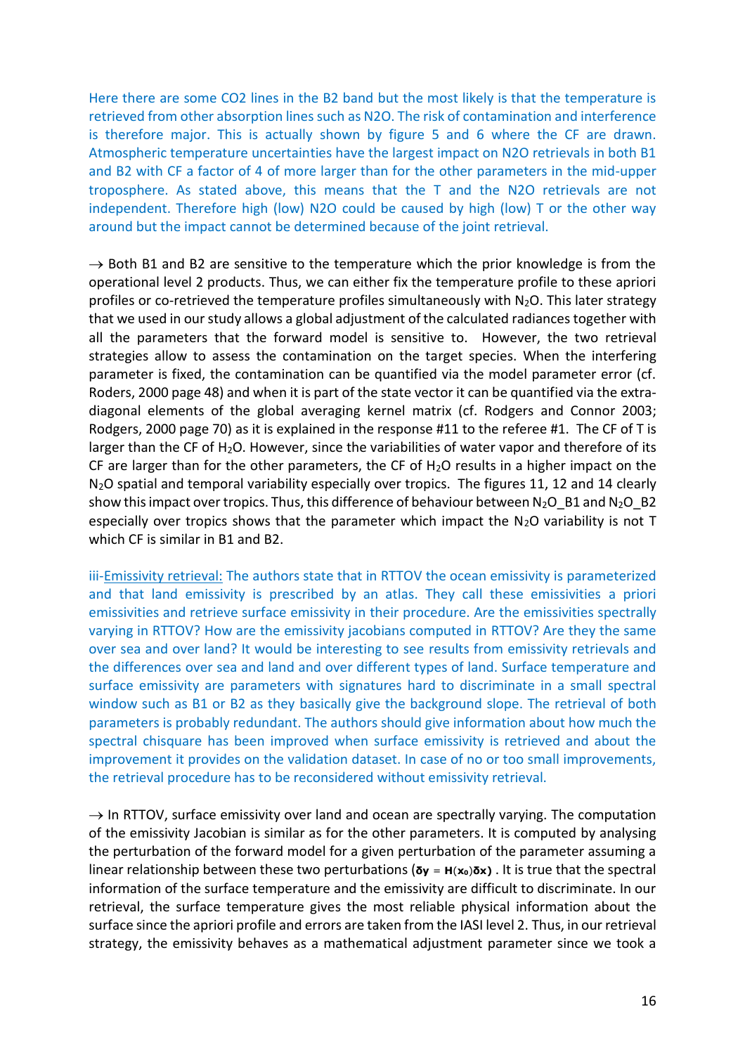Here there are some CO2 lines in the B2 band but the most likely is that the temperature is retrieved from other absorption lines such as N2O. The risk of contamination and interference is therefore major. This is actually shown by figure 5 and 6 where the CF are drawn. Atmospheric temperature uncertainties have the largest impact on N2O retrievals in both B1 and B2 with CF a factor of 4 of more larger than for the other parameters in the mid-upper troposphere. As stated above, this means that the T and the N2O retrievals are not independent. Therefore high (low) N2O could be caused by high (low) T or the other way around but the impact cannot be determined because of the joint retrieval.

→ Both B1 and B2 are sensitive to the temperature which the prior knowledge is from the operational level 2 products. Thus, we can either fix the temperature profile to these apriori profiles or co-retrieved the temperature profiles simultaneously with $N_2O$. This later strategy that we used in our study allows a global adjustment of the calculated radiances together with all the parameters that the forward model is sensitive to. However, the two retrieval strategies allow to assess the contamination on the target species. When the interfering parameter is fixed, the contamination can be quantified via the model parameter error (cf. Roders, 2000 page 48) and when it is part of the state vector it can be quantified via the extra-diagonal elements of the global averaging kernel matrix (cf. Rodgers and Connor 2003; Rodgers, 2000 page 70) as it is explained in the response #11 to the referee #1. The CF of T is larger than the CF of $H_2O$. However, since the variabilities of water vapor and therefore of its CF are larger than for the other parameters, the CF of $H_2O$ results in a higher impact on the $N_2O$ spatial and temporal variability especially over tropics. The figures 11, 12 and 14 clearly show this impact over tropics. Thus, this difference of behaviour between $N_2O$_B1 and $N_2O$_B2 especially over tropics shows that the parameter which impact the $N_2O$ variability is not T which CF is similar in B1 and B2.

iii-Emissivity retrieval: The authors state that in RTTOV the ocean emissivity is parameterized and that land emissivity is prescribed by an atlas. They call these emissivities a priori emissivities and retrieve surface emissivity in their procedure. Are the emissivities spectrally varying in RTTOV? How are the emissivity jacobians computed in RTTOV? Are they the same over sea and over land? It would be interesting to see results from emissivity retrievals and the differences over sea and land and over different types of land. Surface temperature and surface emissivity are parameters with signatures hard to discriminate in a small spectral window such as B1 or B2 as they basically give the background slope. The retrieval of both parameters is probably redundant. The authors should give information about how much the spectral chisquare has been improved when surface emissivity is retrieved and about the improvement it provides on the validation dataset. In case of no or too small improvements, the retrieval procedure has to be reconsidered without emissivity retrieval.

→ In RTTOV, surface emissivity over land and ocean are spectrally varying. The computation of the emissivity Jacobian is similar as for the other parameters. It is computed by analysing the perturbation of the forward model for a given perturbation of the parameter assuming a linear relationship between these two perturbations ($\mathbf{\delta y} = \mathbf{H}(\mathbf{x_0})\mathbf{\delta x}$) . It is true that the spectral information of the surface temperature and the emissivity are difficult to discriminate. In our retrieval, the surface temperature gives the most reliable physical information about the surface since the apriori profile and errors are taken from the IASI level 2. Thus, in our retrieval strategy, the emissivity behaves as a mathematical adjustment parameter since we took a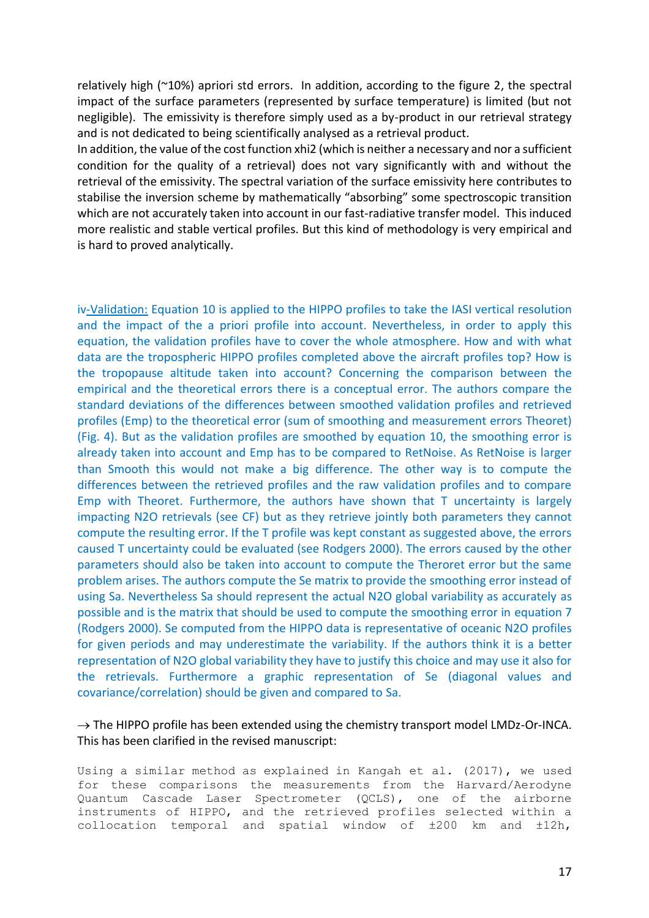relatively high (~10%) apriori std errors. In addition, according to the figure 2, the spectral impact of the surface parameters (represented by surface temperature) is limited (but not negligible). The emissivity is therefore simply used as a by-product in our retrieval strategy and is not dedicated to being scientifically analysed as a retrieval product.

In addition, the value of the cost function xhi2 (which is neither a necessary and nor a sufficient condition for the quality of a retrieval) does not vary significantly with and without the retrieval of the emissivity. The spectral variation of the surface emissivity here contributes to stabilise the inversion scheme by mathematically "absorbing" some spectroscopic transition which are not accurately taken into account in our fast-radiative transfer model. This induced more realistic and stable vertical profiles. But this kind of methodology is very empirical and is hard to proved analytically.

iv-Validation: Equation 10 is applied to the HIPPO profiles to take the IASI vertical resolution and the impact of the a priori profile into account. Nevertheless, in order to apply this equation, the validation profiles have to cover the whole atmosphere. How and with what data are the tropospheric HIPPO profiles completed above the aircraft profiles top? How is the tropopause altitude taken into account? Concerning the comparison between the empirical and the theoretical errors there is a conceptual error. The authors compare the standard deviations of the differences between smoothed validation profiles and retrieved profiles (Emp) to the theoretical error (sum of smoothing and measurement errors Theoret) (Fig. 4). But as the validation profiles are smoothed by equation 10, the smoothing error is already taken into account and Emp has to be compared to RetNoise. As RetNoise is larger than Smooth this would not make a big difference. The other way is to compute the differences between the retrieved profiles and the raw validation profiles and to compare Emp with Theoret. Furthermore, the authors have shown that T uncertainty is largely impacting N2O retrievals (see CF) but as they retrieve jointly both parameters they cannot compute the resulting error. If the T profile was kept constant as suggested above, the errors caused T uncertainty could be evaluated (see Rodgers 2000). The errors caused by the other parameters should also be taken into account to compute the Theroret error but the same problem arises. The authors compute the Se matrix to provide the smoothing error instead of using Sa. Nevertheless Sa should represent the actual N2O global variability as accurately as possible and is the matrix that should be used to compute the smoothing error in equation 7 (Rodgers 2000). Se computed from the HIPPO data is representative of oceanic N2O profiles for given periods and may underestimate the variability. If the authors think it is a better representation of N2O global variability they have to justify this choice and may use it also for the retrievals. Furthermore a graphic representation of Se (diagonal values and covariance/correlation) should be given and compared to Sa.

→ The HIPPO profile has been extended using the chemistry transport model LMDz-Or-INCA. This has been clarified in the revised manuscript:

```
Using a similar method as explained in Kangah et al. (2017), we used
for these comparisons the measurements from the Harvard/Aerodyne
Quantum Cascade Laser Spectrometer (QCLS), one of the airborne
instruments of HIPPO, and the retrieved profiles selected within a
collocation temporal and spatial window of ±200 km and ±12h,
```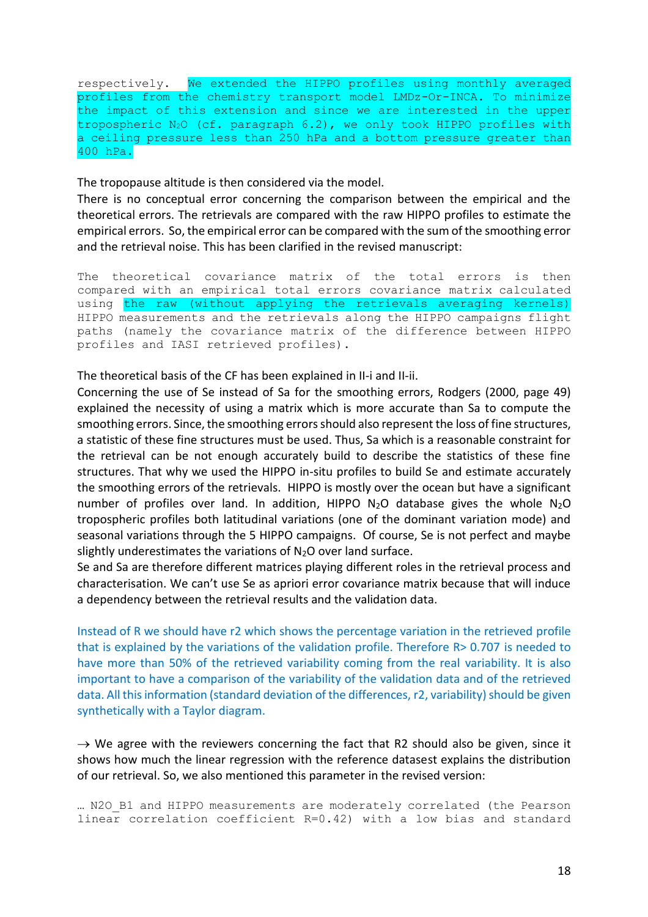```
respectively.  We extended the HIPPO profiles using monthly averaged
profiles from the chemistry transport model LMDz-Or-INCA. To minimize
the impact of this extension and since we are interested in the upper
tropospheric N2O (cf. paragraph 6.2), we only took HIPPO profiles with
a ceiling pressure less than 250 hPa and a bottom pressure greater than
400 hPa.
```

The tropopause altitude is then considered via the model.

There is no conceptual error concerning the comparison between the empirical and the theoretical errors. The retrievals are compared with the raw HIPPO profiles to estimate the empirical errors. So, the empirical error can be compared with the sum of the smoothing error and the retrieval noise. This has been clarified in the revised manuscript:

```
The theoretical covariance matrix of the total errors is then
compared with an empirical total errors covariance matrix calculated
using the raw (without applying the retrievals averaging kernels)
HIPPO measurements and the retrievals along the HIPPO campaigns flight
paths (namely the covariance matrix of the difference between HIPPO
profiles and IASI retrieved profiles).
```

The theoretical basis of the CF has been explained in II-i and II-ii.

Concerning the use of Se instead of Sa for the smoothing errors, Rodgers (2000, page 49) explained the necessity of using a matrix which is more accurate than Sa to compute the smoothing errors. Since, the smoothing errors should also represent the loss of fine structures, a statistic of these fine structures must be used. Thus, Sa which is a reasonable constraint for the retrieval can be not enough accurately build to describe the statistics of these fine structures. That why we used the HIPPO in-situ profiles to build Se and estimate accurately the smoothing errors of the retrievals. HIPPO is mostly over the ocean but have a significant number of profiles over land. In addition, HIPPO $N_2O$ database gives the whole $N_2O$ tropospheric profiles both latitudinal variations (one of the dominant variation mode) and seasonal variations through the 5 HIPPO campaigns. Of course, Se is not perfect and maybe slightly underestimates the variations of $N_2O$ over land surface.

Se and Sa are therefore different matrices playing different roles in the retrieval process and characterisation. We can't use Se as apriori error covariance matrix because that will induce a dependency between the retrieval results and the validation data.

Instead of R we should have r2 which shows the percentage variation in the retrieved profile that is explained by the variations of the validation profile. Therefore R> 0.707 is needed to have more than 50% of the retrieved variability coming from the real variability. It is also important to have a comparison of the variability of the validation data and of the retrieved data. All this information (standard deviation of the differences, r2, variability) should be given synthetically with a Taylor diagram.

→ We agree with the reviewers concerning the fact that R2 should also be given, since it shows how much the linear regression with the reference datasest explains the distribution of our retrieval. So, we also mentioned this parameter in the revised version:

```
… N2O_B1 and HIPPO measurements are moderately correlated (the Pearson
linear correlation coefficient R=0.42) with a low bias and standard
```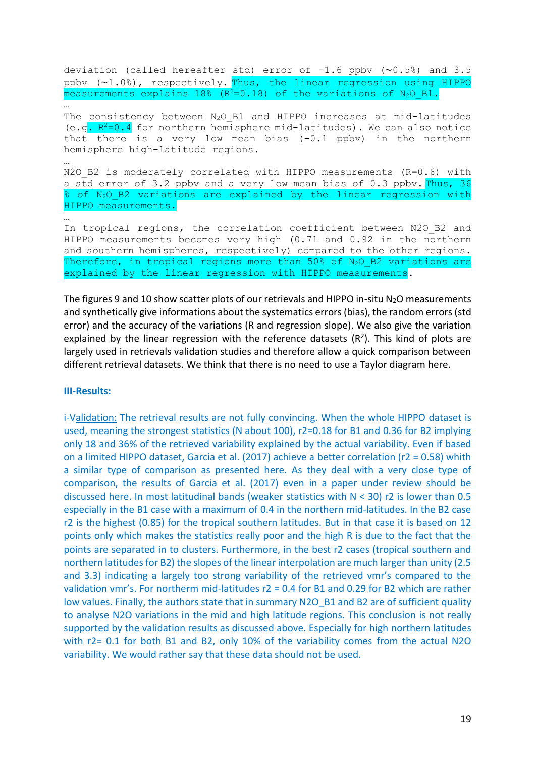deviation (called hereafter std) error of -1.6 ppbv (~0.5%) and 3.5 ppbv (~1.0%), respectively. Thus, the linear regression using HIPPO measurements explains 18% ($R^2$=0.18) of the variations of $N_2O$_B1.

…

The consistency between $N_2O$_B1 and HIPPO increases at mid-latitudes (e.g. $R^2$=0.4 for northern hemisphere mid-latitudes). We can also notice that there is a very low mean bias (-0.1 ppbv) in the northern hemisphere high-latitude regions.

…

N2O_B2 is moderately correlated with HIPPO measurements (R=0.6) with a std error of 3.2 ppbv and a very low mean bias of 0.3 ppbv. Thus, 36 % of $N_2O$_B2 variations are explained by the linear regression with HIPPO measurements.

…

In tropical regions, the correlation coefficient between N2O_B2 and HIPPO measurements becomes very high (0.71 and 0.92 in the northern and southern hemispheres, respectively) compared to the other regions. Therefore, in tropical regions more than 50% of $N_2O$_B2 variations are explained by the linear regression with HIPPO measurements.

The figures 9 and 10 show scatter plots of our retrievals and HIPPO in-situ $N_2O$ measurements and synthetically give informations about the systematics errors (bias), the random errors (std error) and the accuracy of the variations (R and regression slope). We also give the variation explained by the linear regression with the reference datasets ($R^2$). This kind of plots are largely used in retrievals validation studies and therefore allow a quick comparison between different retrieval datasets. We think that there is no need to use a Taylor diagram here.

**III-Results:**

i-Validation: The retrieval results are not fully convincing. When the whole HIPPO dataset is used, meaning the strongest statistics (N about 100), r2=0.18 for B1 and 0.36 for B2 implying only 18 and 36% of the retrieved variability explained by the actual variability. Even if based on a limited HIPPO dataset, Garcia et al. (2017) achieve a better correlation (r2 = 0.58) whith a similar type of comparison as presented here. As they deal with a very close type of comparison, the results of Garcia et al. (2017) even in a paper under review should be discussed here. In most latitudinal bands (weaker statistics with N < 30) r2 is lower than 0.5 especially in the B1 case with a maximum of 0.4 in the northern mid-latitudes. In the B2 case r2 is the highest (0.85) for the tropical southern latitudes. But in that case it is based on 12 points only which makes the statistics really poor and the high R is due to the fact that the points are separated in to clusters. Furthermore, in the best r2 cases (tropical southern and northern latitudes for B2) the slopes of the linear interpolation are much larger than unity (2.5 and 3.3) indicating a largely too strong variability of the retrieved vmr's compared to the validation vmr's. For northerm mid-latitudes r2 = 0.4 for B1 and 0.29 for B2 which are rather low values. Finally, the authors state that in summary N2O_B1 and B2 are of sufficient quality to analyse N2O variations in the mid and high latitude regions. This conclusion is not really supported by the validation results as discussed above. Especially for high northern latitudes with r2= 0.1 for both B1 and B2, only 10% of the variability comes from the actual N2O variability. We would rather say that these data should not be used.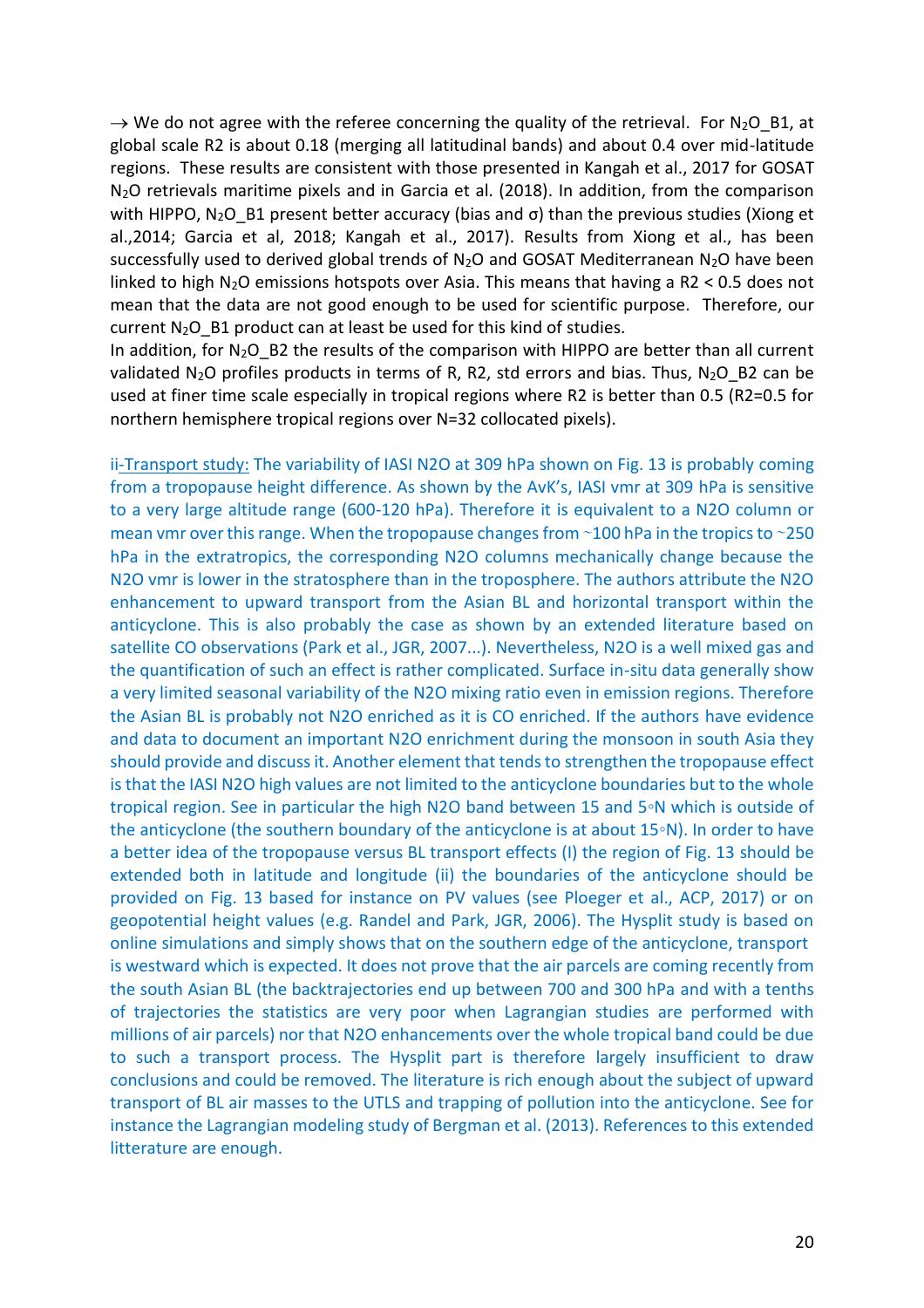→ We do not agree with the referee concerning the quality of the retrieval. For $N_2O$_B1, at global scale R2 is about 0.18 (merging all latitudinal bands) and about 0.4 over mid-latitude regions. These results are consistent with those presented in Kangah et al., 2017 for GOSAT $N_2O$ retrievals maritime pixels and in Garcia et al. (2018). In addition, from the comparison with HIPPO, $N_2O$_B1 present better accuracy (bias and σ) than the previous studies (Xiong et al.,2014; Garcia et al, 2018; Kangah et al., 2017). Results from Xiong et al., has been successfully used to derived global trends of $N_2O$ and GOSAT Mediterranean $N_2O$ have been linked to high $N_2O$ emissions hotspots over Asia. This means that having a R2 < 0.5 does not mean that the data are not good enough to be used for scientific purpose. Therefore, our current $N_2O$_B1 product can at least be used for this kind of studies.
In addition, for $N_2O$_B2 the results of the comparison with HIPPO are better than all current validated $N_2O$ profiles products in terms of R, R2, std errors and bias. Thus, $N_2O$_B2 can be used at finer time scale especially in tropical regions where R2 is better than 0.5 (R2=0.5 for northern hemisphere tropical regions over N=32 collocated pixels).

ii-Transport study: The variability of IASI N2O at 309 hPa shown on Fig. 13 is probably coming from a tropopause height difference. As shown by the AvK's, IASI vmr at 309 hPa is sensitive to a very large altitude range (600-120 hPa). Therefore it is equivalent to a N2O column or mean vmr over this range. When the tropopause changes from ~100 hPa in the tropics to ~250 hPa in the extratropics, the corresponding N2O columns mechanically change because the N2O vmr is lower in the stratosphere than in the troposphere. The authors attribute the N2O enhancement to upward transport from the Asian BL and horizontal transport within the anticyclone. This is also probably the case as shown by an extended literature based on satellite CO observations (Park et al., JGR, 2007...). Nevertheless, N2O is a well mixed gas and the quantification of such an effect is rather complicated. Surface in-situ data generally show a very limited seasonal variability of the N2O mixing ratio even in emission regions. Therefore the Asian BL is probably not N2O enriched as it is CO enriched. If the authors have evidence and data to document an important N2O enrichment during the monsoon in south Asia they should provide and discuss it. Another element that tends to strengthen the tropopause effect is that the IASI N2O high values are not limited to the anticyclone boundaries but to the whole tropical region. See in particular the high N2O band between 15 and 5◦N which is outside of the anticyclone (the southern boundary of the anticyclone is at about 15◦N). In order to have a better idea of the tropopause versus BL transport effects (I) the region of Fig. 13 should be extended both in latitude and longitude (ii) the boundaries of the anticyclone should be provided on Fig. 13 based for instance on PV values (see Ploeger et al., ACP, 2017) or on geopotential height values (e.g. Randel and Park, JGR, 2006). The Hysplit study is based on online simulations and simply shows that on the southern edge of the anticyclone, transport is westward which is expected. It does not prove that the air parcels are coming recently from the south Asian BL (the backtrajectories end up between 700 and 300 hPa and with a tenths of trajectories the statistics are very poor when Lagrangian studies are performed with millions of air parcels) nor that N2O enhancements over the whole tropical band could be due to such a transport process. The Hysplit part is therefore largely insufficient to draw conclusions and could be removed. The literature is rich enough about the subject of upward transport of BL air masses to the UTLS and trapping of pollution into the anticyclone. See for instance the Lagrangian modeling study of Bergman et al. (2013). References to this extended litterature are enough.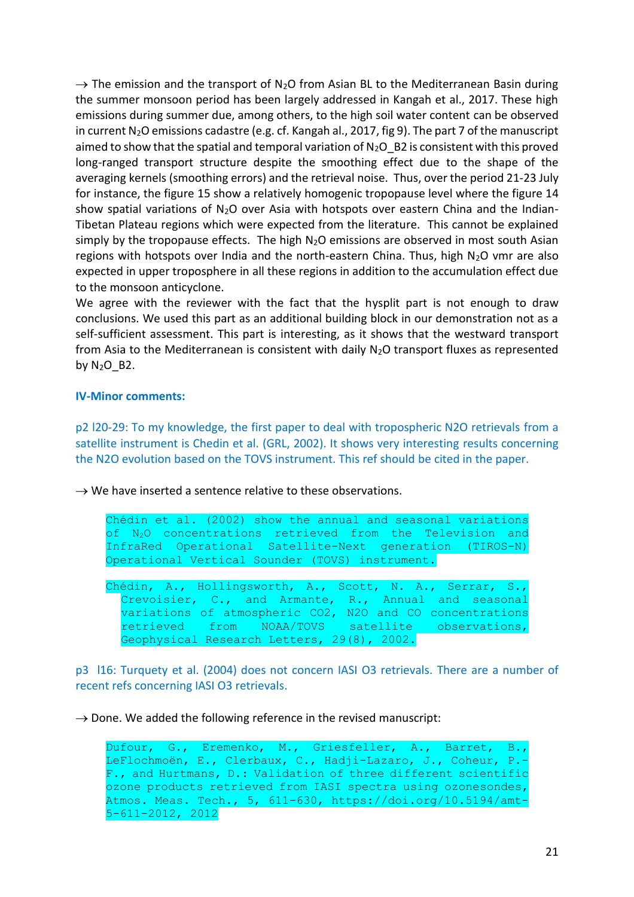→ The emission and the transport of $N_2O$ from Asian BL to the Mediterranean Basin during the summer monsoon period has been largely addressed in Kangah et al., 2017. These high emissions during summer due, among others, to the high soil water content can be observed in current $N_2O$ emissions cadastre (e.g. cf. Kangah al., 2017, fig 9). The part 7 of the manuscript aimed to show that the spatial and temporal variation of $N_2O$_B2 is consistent with this proved long-ranged transport structure despite the smoothing effect due to the shape of the averaging kernels (smoothing errors) and the retrieval noise. Thus, over the period 21-23 July for instance, the figure 15 show a relatively homogenic tropopause level where the figure 14 show spatial variations of $N_2O$ over Asia with hotspots over eastern China and the Indian-Tibetan Plateau regions which were expected from the literature. This cannot be explained simply by the tropopause effects. The high $N_2O$ emissions are observed in most south Asian regions with hotspots over India and the north-eastern China. Thus, high $N_2O$ vmr are also expected in upper troposphere in all these regions in addition to the accumulation effect due to the monsoon anticyclone.

We agree with the reviewer with the fact that the hysplit part is not enough to draw conclusions. We used this part as an additional building block in our demonstration not as a self-sufficient assessment. This part is interesting, as it shows that the westward transport from Asia to the Mediterranean is consistent with daily $N_2O$ transport fluxes as represented by $N_2O$_B2.

### IV-Minor comments:

p2 l20-29: To my knowledge, the first paper to deal with tropospheric N2O retrievals from a satellite instrument is Chedin et al. (GRL, 2002). It shows very interesting results concerning the N2O evolution based on the TOVS instrument. This ref should be cited in the paper.

→ We have inserted a sentence relative to these observations.

> Chédin et al. (2002) show the annual and seasonal variations of $N_2O$ concentrations retrieved from the Television and InfraRed Operational Satellite-Next generation (TIROS-N) Operational Vertical Sounder (TOVS) instrument.
>
> Chédin, A., Hollingsworth, A., Scott, N. A., Serrar, S., Crevoisier, C., and Armante, R., Annual and seasonal variations of atmospheric CO2, N2O and CO concentrations retrieved from NOAA/TOVS satellite observations, Geophysical Research Letters, 29(8), 2002.

p3 l16: Turquety et al. (2004) does not concern IASI O3 retrievals. There are a number of recent refs concerning IASI O3 retrievals.

→ Done. We added the following reference in the revised manuscript:

> Dufour, G., Eremenko, M., Griesfeller, A., Barret, B., LeFlochmoën, E., Clerbaux, C., Hadji-Lazaro, J., Coheur, P.-F., and Hurtmans, D.: Validation of three different scientific ozone products retrieved from IASI spectra using ozonesondes, Atmos. Meas. Tech., 5, 611-630, https://doi.org/10.5194/amt-5-611-2012, 2012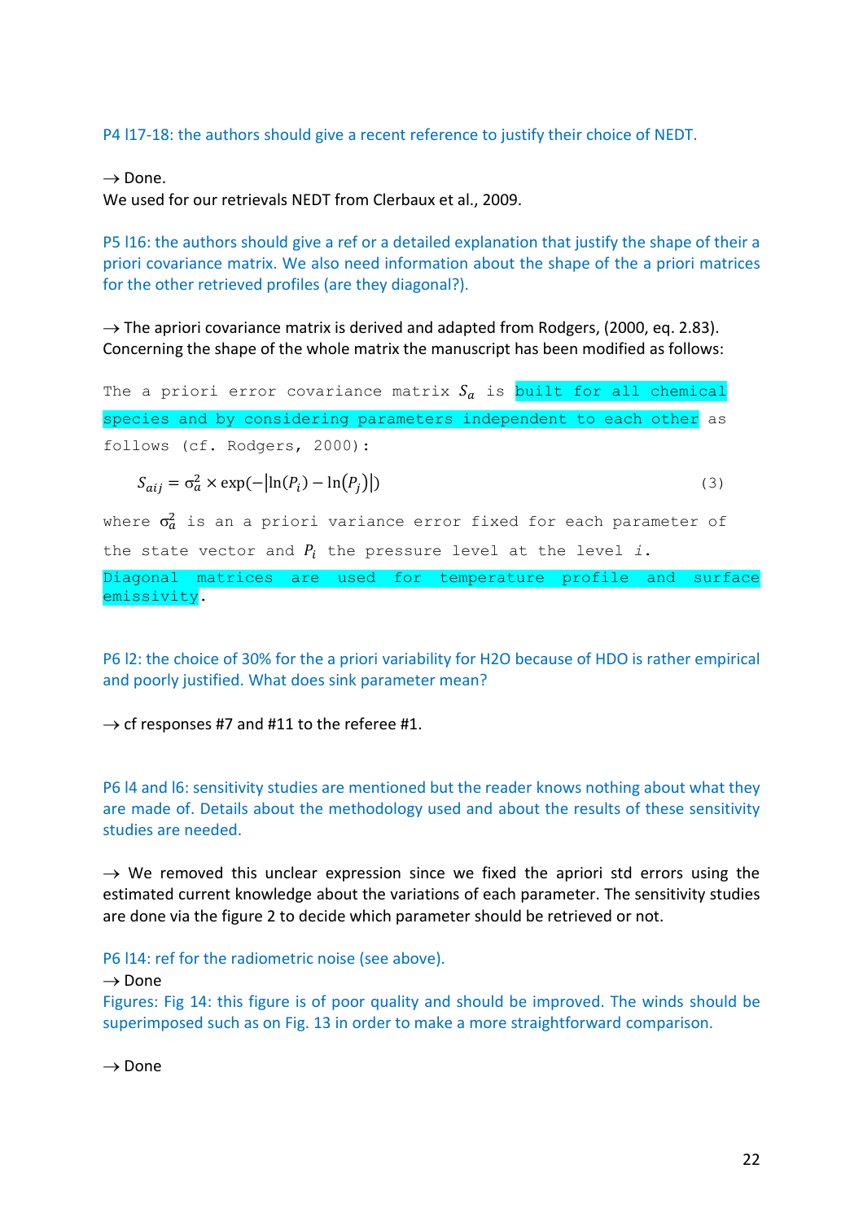P4 l17-18: the authors should give a recent reference to justify their choice of NEDT.

→ Done.
We used for our retrievals NEDT from Clerbaux et al., 2009.

P5 l16: the authors should give a ref or a detailed explanation that justify the shape of their a priori covariance matrix. We also need information about the shape of the a priori matrices for the other retrieved profiles (are they diagonal?).

→ The apriori covariance matrix is derived and adapted from Rodgers, (2000, eq. 2.83). Concerning the shape of the whole matrix the manuscript has been modified as follows:

The a priori error covariance matrix $S_a$ is built for all chemical species and by considering parameters independent to each other as follows (cf. Rodgers, 2000):

$$S_{aij} = \sigma_a^2 \times \exp(-|\ln(P_i) - \ln(P_j)|) \tag{3}$$

where $\sigma_a^2$ is an a priori variance error fixed for each parameter of the state vector and $P_i$ the pressure level at the level $i$.
Diagonal matrices are used for temperature profile and surface emissivity.

P6 l2: the choice of 30% for the a priori variability for H2O because of HDO is rather empirical and poorly justified. What does sink parameter mean?

→ cf responses #7 and #11 to the referee #1.

P6 l4 and l6: sensitivity studies are mentioned but the reader knows nothing about what they are made of. Details about the methodology used and about the results of these sensitivity studies are needed.

→ We removed this unclear expression since we fixed the apriori std errors using the estimated current knowledge about the variations of each parameter. The sensitivity studies are done via the figure 2 to decide which parameter should be retrieved or not.

P6 l14: ref for the radiometric noise (see above).
→ Done
Figures: Fig 14: this figure is of poor quality and should be improved. The winds should be superimposed such as on Fig. 13 in order to make a more straightforward comparison.

→ Done